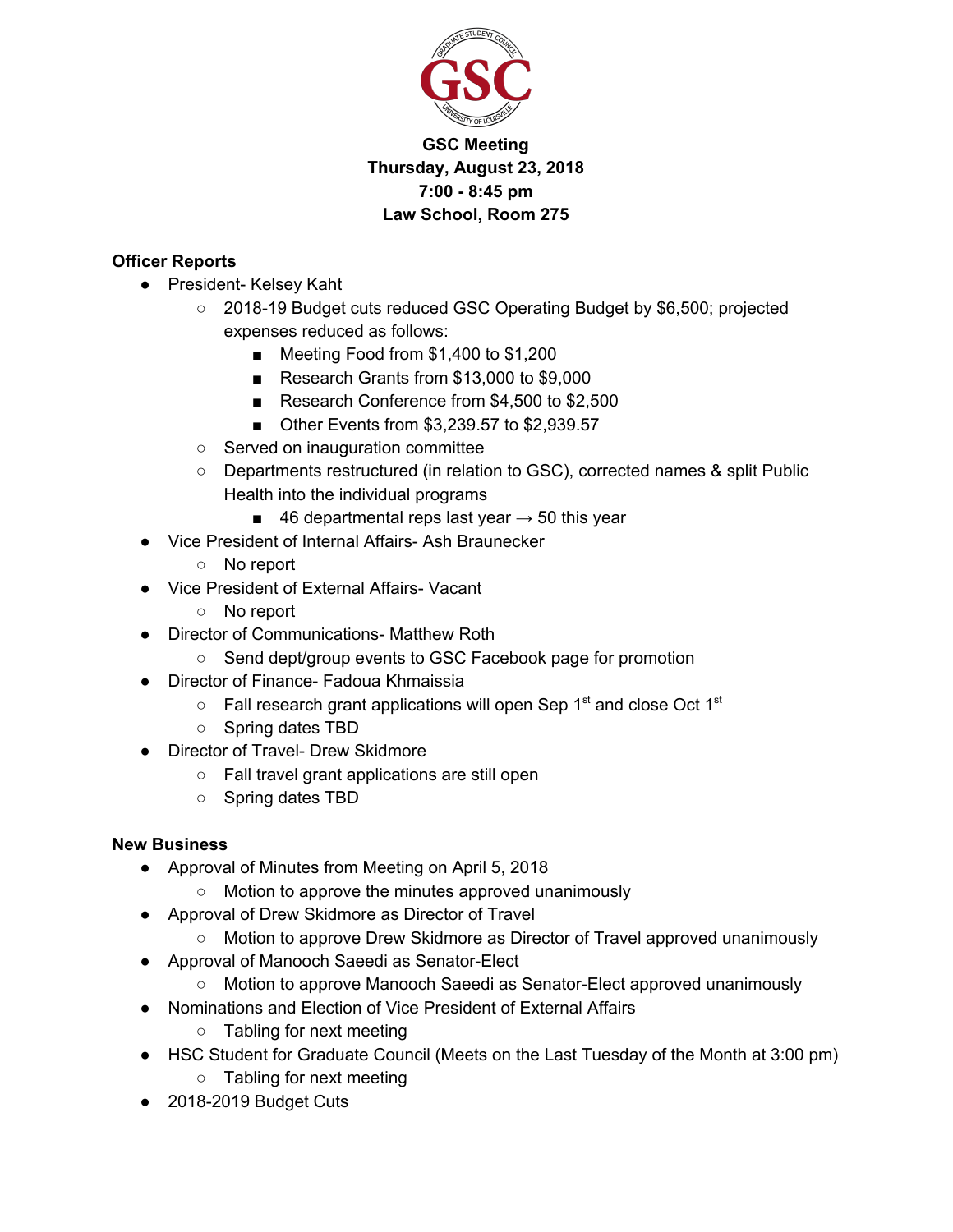**GSC Meeting**
**Thursday, August 23, 2018**
**7:00 - 8:45 pm**
**Law School, Room 275**

**Officer Reports**

- President- Kelsey Kaht
  - 2018-19 Budget cuts reduced GSC Operating Budget by $6,500; projected expenses reduced as follows:
    - Meeting Food from $1,400 to $1,200
    - Research Grants from $13,000 to $9,000
    - Research Conference from $4,500 to $2,500
    - Other Events from $3,239.57 to $2,939.57
  - Served on inauguration committee
  - Departments restructured (in relation to GSC), corrected names & split Public Health into the individual programs
    - 46 departmental reps last year → 50 this year
- Vice President of Internal Affairs- Ash Braunecker
  - No report
- Vice President of External Affairs- Vacant
  - No report
- Director of Communications- Matthew Roth
  - Send dept/group events to GSC Facebook page for promotion
- Director of Finance- Fadoua Khmaissia
  - Fall research grant applications will open Sep 1st and close Oct 1st
  - Spring dates TBD
- Director of Travel- Drew Skidmore
  - Fall travel grant applications are still open
  - Spring dates TBD

**New Business**

- Approval of Minutes from Meeting on April 5, 2018
  - Motion to approve the minutes approved unanimously
- Approval of Drew Skidmore as Director of Travel
  - Motion to approve Drew Skidmore as Director of Travel approved unanimously
- Approval of Manooch Saeedi as Senator-Elect
  - Motion to approve Manooch Saeedi as Senator-Elect approved unanimously
- Nominations and Election of Vice President of External Affairs
  - Tabling for next meeting
- HSC Student for Graduate Council (Meets on the Last Tuesday of the Month at 3:00 pm)
  - Tabling for next meeting
- 2018-2019 Budget Cuts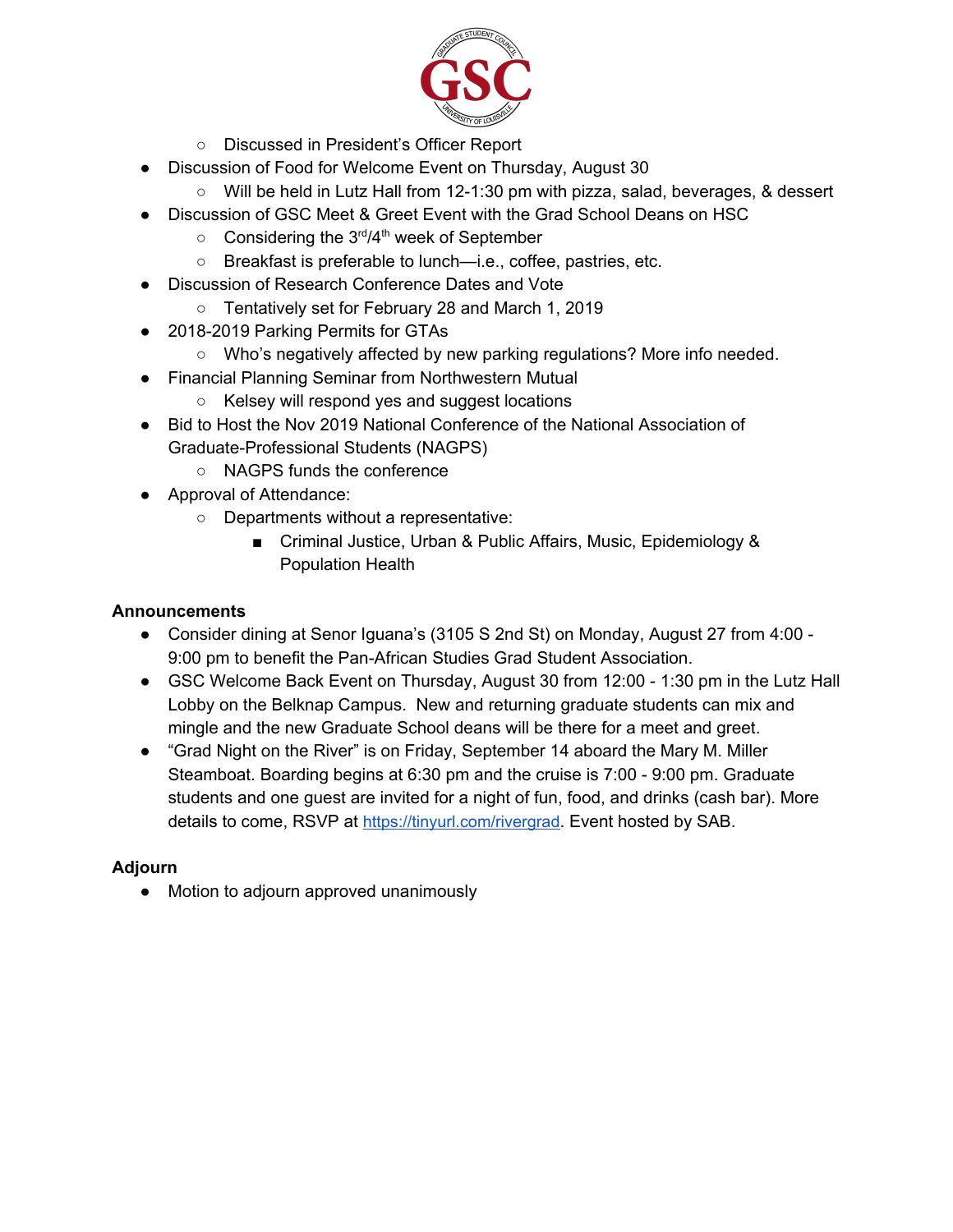- Discussed in President's Officer Report
- Discussion of Food for Welcome Event on Thursday, August 30
  - Will be held in Lutz Hall from 12-1:30 pm with pizza, salad, beverages, & dessert
- Discussion of GSC Meet & Greet Event with the Grad School Deans on HSC
  - Considering the 3rd/4th week of September
  - Breakfast is preferable to lunch—i.e., coffee, pastries, etc.
- Discussion of Research Conference Dates and Vote
  - Tentatively set for February 28 and March 1, 2019
- 2018-2019 Parking Permits for GTAs
  - Who's negatively affected by new parking regulations? More info needed.
- Financial Planning Seminar from Northwestern Mutual
  - Kelsey will respond yes and suggest locations
- Bid to Host the Nov 2019 National Conference of the National Association of Graduate-Professional Students (NAGPS)
  - NAGPS funds the conference
- Approval of Attendance:
  - Departments without a representative:
    - Criminal Justice, Urban & Public Affairs, Music, Epidemiology & Population Health

**Announcements**

- Consider dining at Senor Iguana's (3105 S 2nd St) on Monday, August 27 from 4:00 - 9:00 pm to benefit the Pan-African Studies Grad Student Association.
- GSC Welcome Back Event on Thursday, August 30 from 12:00 - 1:30 pm in the Lutz Hall Lobby on the Belknap Campus. New and returning graduate students can mix and mingle and the new Graduate School deans will be there for a meet and greet.
- "Grad Night on the River" is on Friday, September 14 aboard the Mary M. Miller Steamboat. Boarding begins at 6:30 pm and the cruise is 7:00 - 9:00 pm. Graduate students and one guest are invited for a night of fun, food, and drinks (cash bar). More details to come, RSVP at https://tinyurl.com/rivergrad. Event hosted by SAB.

**Adjourn**

- Motion to adjourn approved unanimously